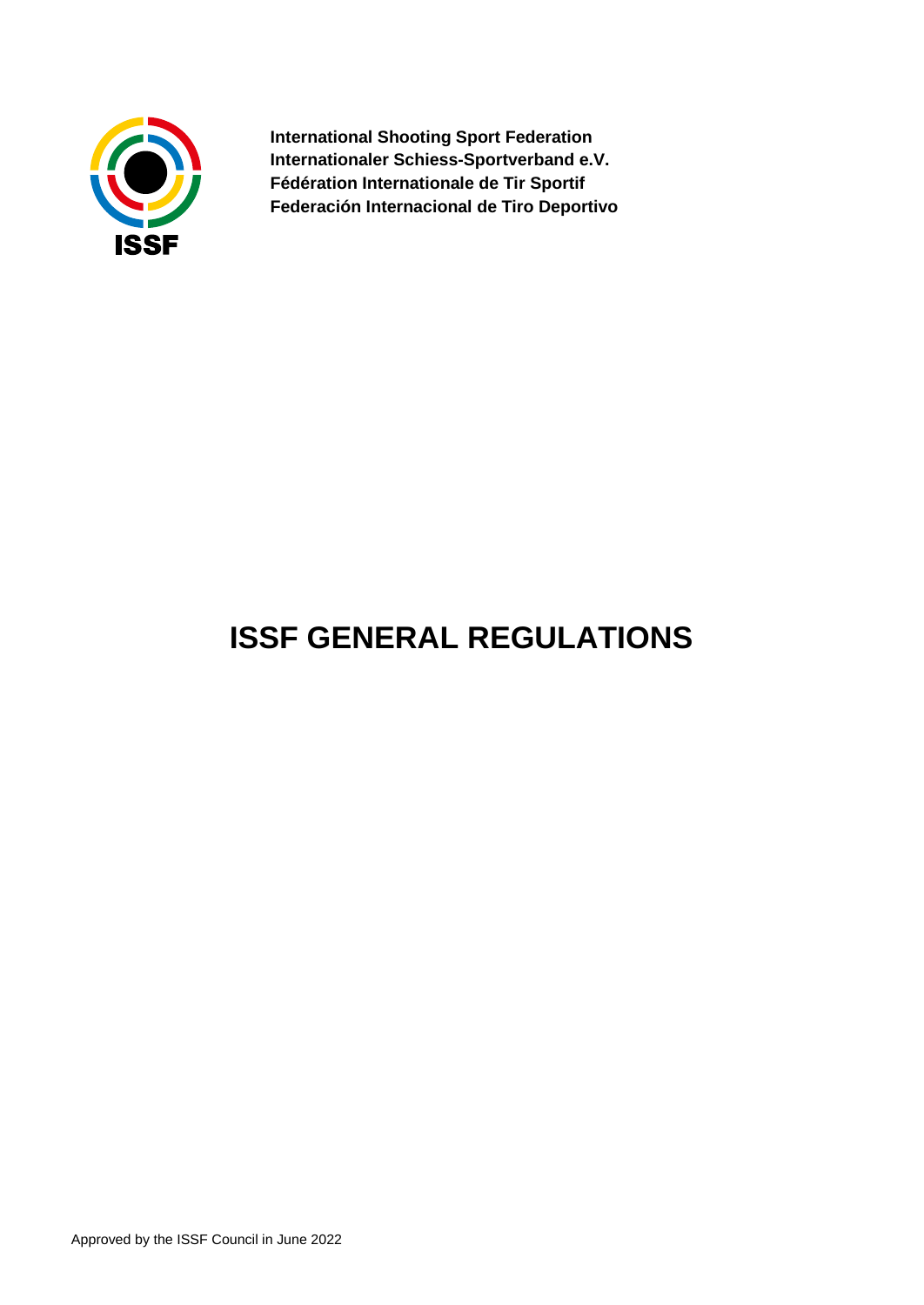ISSF

**International Shooting Sport Federation**
**Internationaler Schiess-Sportverband e.V.**
**Fédération Internationale de Tir Sportif**
**Federación Internacional de Tiro Deportivo**

# ISSF GENERAL REGULATIONS

Approved by the ISSF Council in June 2022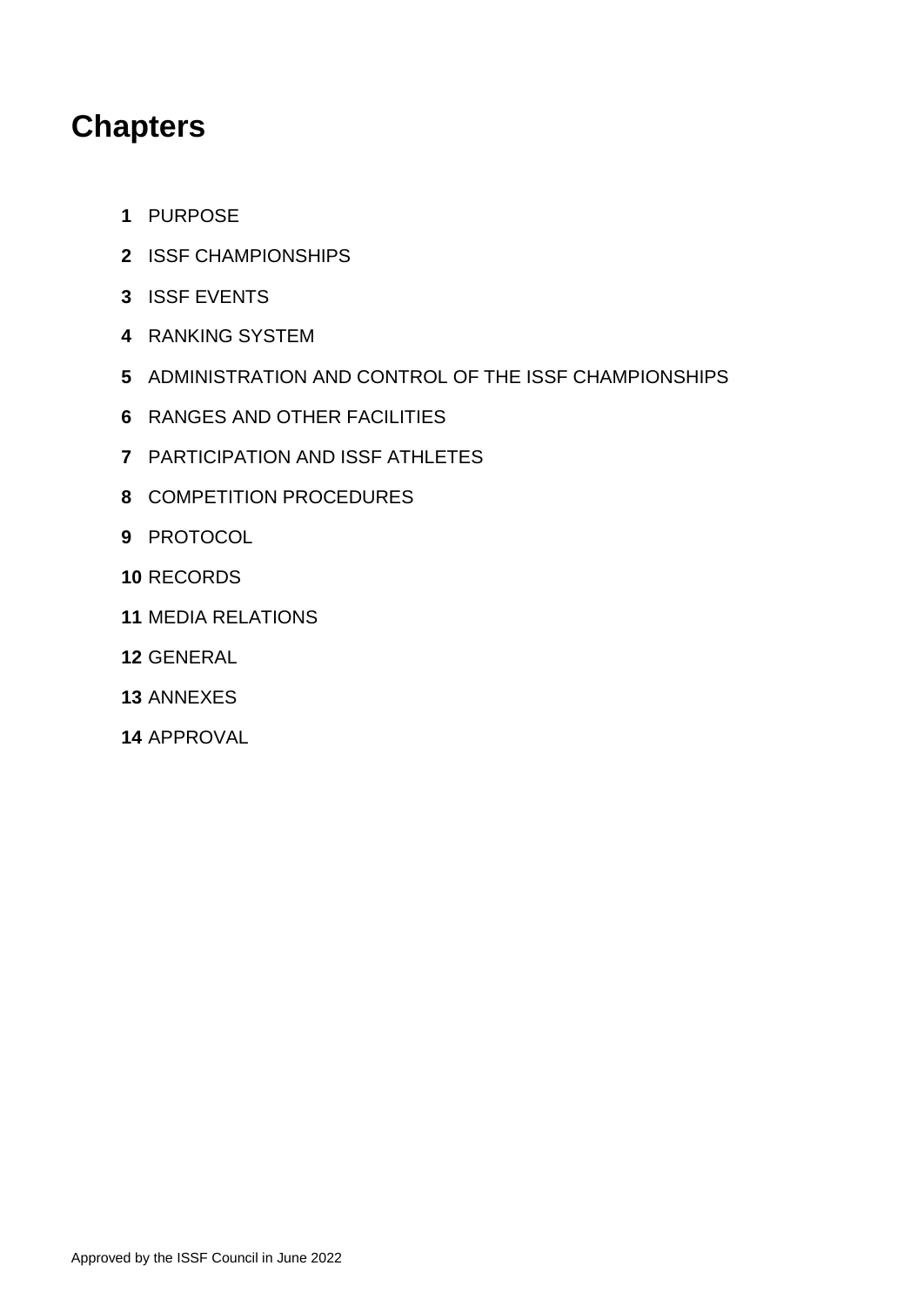# Chapters

**1** PURPOSE

**2** ISSF CHAMPIONSHIPS

**3** ISSF EVENTS

**4** RANKING SYSTEM

**5** ADMINISTRATION AND CONTROL OF THE ISSF CHAMPIONSHIPS

**6** RANGES AND OTHER FACILITIES

**7** PARTICIPATION AND ISSF ATHLETES

**8** COMPETITION PROCEDURES

**9** PROTOCOL

**10** RECORDS

**11** MEDIA RELATIONS

**12** GENERAL

**13** ANNEXES

**14** APPROVAL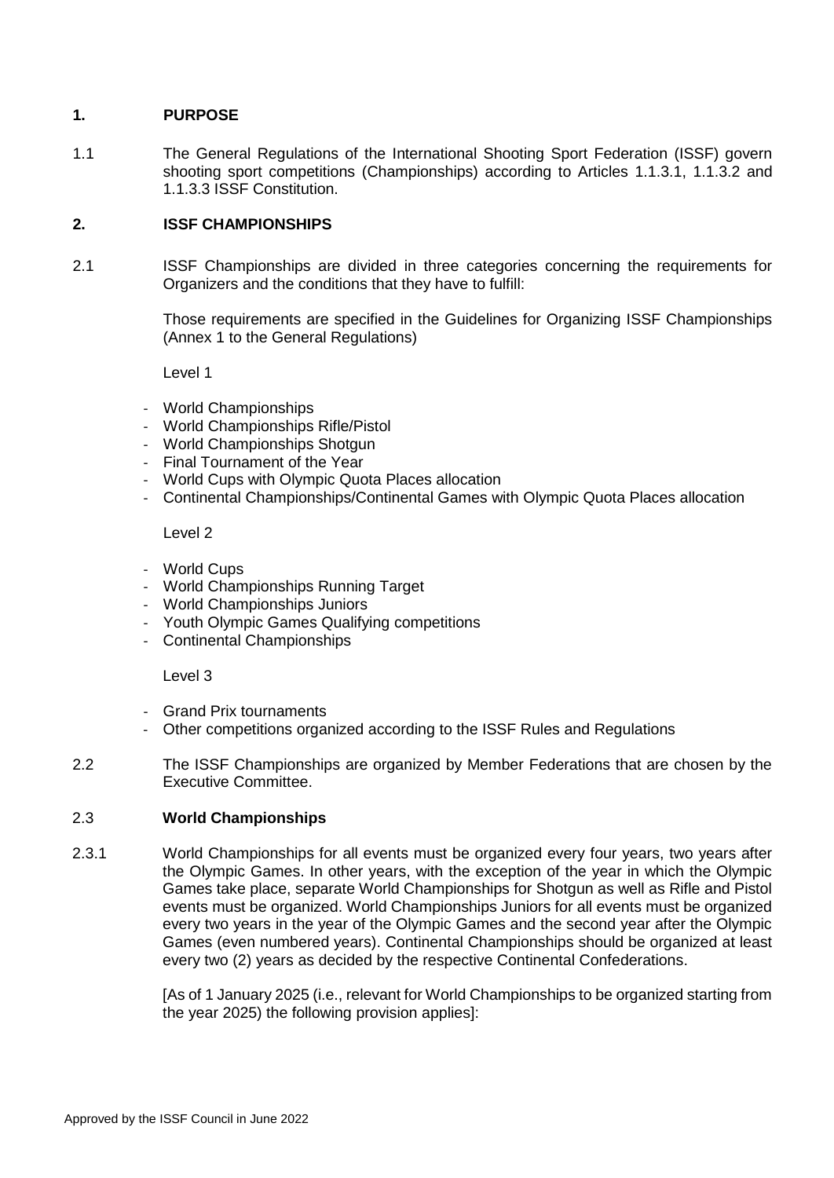## 1. PURPOSE

1.1 The General Regulations of the International Shooting Sport Federation (ISSF) govern shooting sport competitions (Championships) according to Articles 1.1.3.1, 1.1.3.2 and 1.1.3.3 ISSF Constitution.

## 2. ISSF CHAMPIONSHIPS

2.1 ISSF Championships are divided in three categories concerning the requirements for Organizers and the conditions that they have to fulfill:

Those requirements are specified in the Guidelines for Organizing ISSF Championships (Annex 1 to the General Regulations)

Level 1

- World Championships
- World Championships Rifle/Pistol
- World Championships Shotgun
- Final Tournament of the Year
- World Cups with Olympic Quota Places allocation
- Continental Championships/Continental Games with Olympic Quota Places allocation

Level 2

- World Cups
- World Championships Running Target
- World Championships Juniors
- Youth Olympic Games Qualifying competitions
- Continental Championships

Level 3

- Grand Prix tournaments
- Other competitions organized according to the ISSF Rules and Regulations

2.2 The ISSF Championships are organized by Member Federations that are chosen by the Executive Committee.

### 2.3 World Championships

2.3.1 World Championships for all events must be organized every four years, two years after the Olympic Games. In other years, with the exception of the year in which the Olympic Games take place, separate World Championships for Shotgun as well as Rifle and Pistol events must be organized. World Championships Juniors for all events must be organized every two years in the year of the Olympic Games and the second year after the Olympic Games (even numbered years). Continental Championships should be organized at least every two (2) years as decided by the respective Continental Confederations.

[As of 1 January 2025 (i.e., relevant for World Championships to be organized starting from the year 2025) the following provision applies]: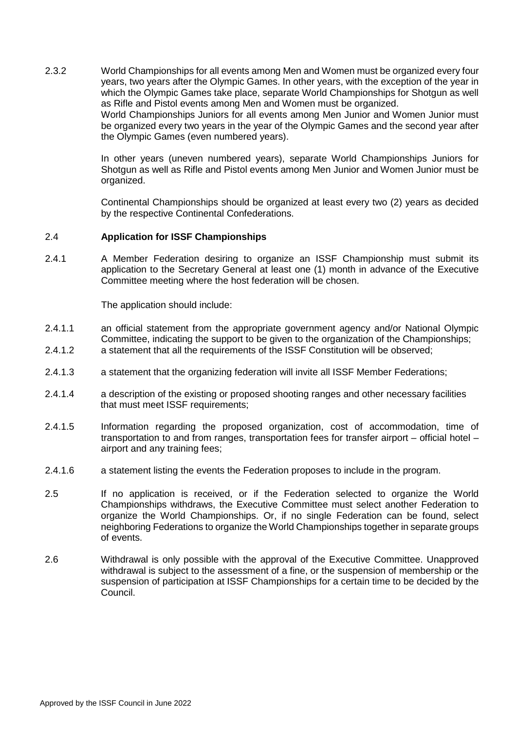2.3.2 World Championships for all events among Men and Women must be organized every four years, two years after the Olympic Games. In other years, with the exception of the year in which the Olympic Games take place, separate World Championships for Shotgun as well as Rifle and Pistol events among Men and Women must be organized.
World Championships Juniors for all events among Men Junior and Women Junior must be organized every two years in the year of the Olympic Games and the second year after the Olympic Games (even numbered years).

In other years (uneven numbered years), separate World Championships Juniors for Shotgun as well as Rifle and Pistol events among Men Junior and Women Junior must be organized.

Continental Championships should be organized at least every two (2) years as decided by the respective Continental Confederations.

### 2.4 **Application for ISSF Championships**

2.4.1 A Member Federation desiring to organize an ISSF Championship must submit its application to the Secretary General at least one (1) month in advance of the Executive Committee meeting where the host federation will be chosen.

The application should include:

2.4.1.1 an official statement from the appropriate government agency and/or National Olympic Committee, indicating the support to be given to the organization of the Championships;

2.4.1.2 a statement that all the requirements of the ISSF Constitution will be observed;

2.4.1.3 a statement that the organizing federation will invite all ISSF Member Federations;

2.4.1.4 a description of the existing or proposed shooting ranges and other necessary facilities that must meet ISSF requirements;

2.4.1.5 Information regarding the proposed organization, cost of accommodation, time of transportation to and from ranges, transportation fees for transfer airport – official hotel – airport and any training fees;

2.4.1.6 a statement listing the events the Federation proposes to include in the program.

2.5 If no application is received, or if the Federation selected to organize the World Championships withdraws, the Executive Committee must select another Federation to organize the World Championships. Or, if no single Federation can be found, select neighboring Federations to organize the World Championships together in separate groups of events.

2.6 Withdrawal is only possible with the approval of the Executive Committee. Unapproved withdrawal is subject to the assessment of a fine, or the suspension of membership or the suspension of participation at ISSF Championships for a certain time to be decided by the Council.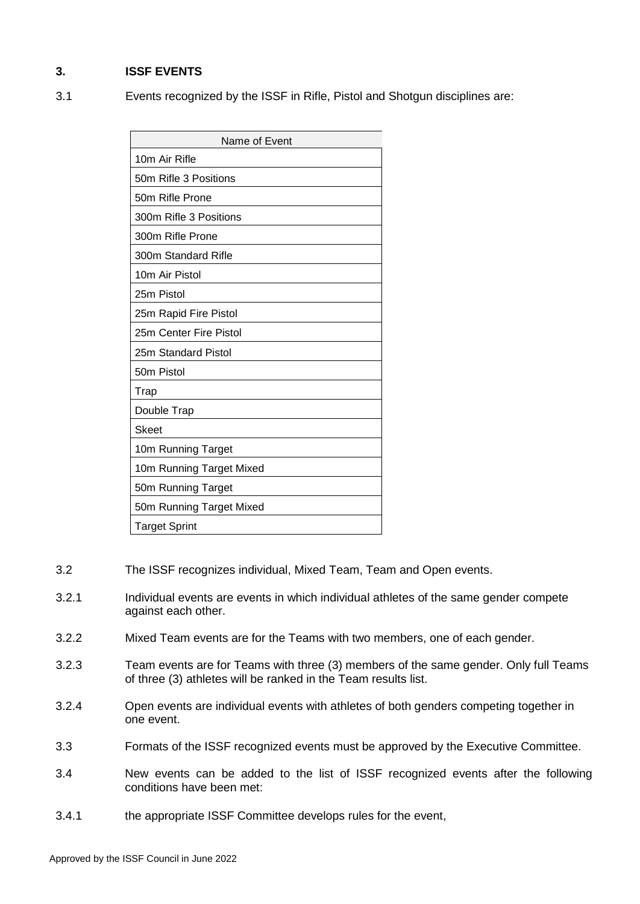## 3. ISSF EVENTS

3.1 Events recognized by the ISSF in Rifle, Pistol and Shotgun disciplines are:

| Name of Event |
|---|
| 10m Air Rifle |
| 50m Rifle 3 Positions |
| 50m Rifle Prone |
| 300m Rifle 3 Positions |
| 300m Rifle Prone |
| 300m Standard Rifle |
| 10m Air Pistol |
| 25m Pistol |
| 25m Rapid Fire Pistol |
| 25m Center Fire Pistol |
| 25m Standard Pistol |
| 50m Pistol |
| Trap |
| Double Trap |
| Skeet |
| 10m Running Target |
| 10m Running Target Mixed |
| 50m Running Target |
| 50m Running Target Mixed |
| Target Sprint |

3.2 The ISSF recognizes individual, Mixed Team, Team and Open events.

3.2.1 Individual events are events in which individual athletes of the same gender compete against each other.

3.2.2 Mixed Team events are for the Teams with two members, one of each gender.

3.2.3 Team events are for Teams with three (3) members of the same gender. Only full Teams of three (3) athletes will be ranked in the Team results list.

3.2.4 Open events are individual events with athletes of both genders competing together in one event.

3.3 Formats of the ISSF recognized events must be approved by the Executive Committee.

3.4 New events can be added to the list of ISSF recognized events after the following conditions have been met:

3.4.1 the appropriate ISSF Committee develops rules for the event,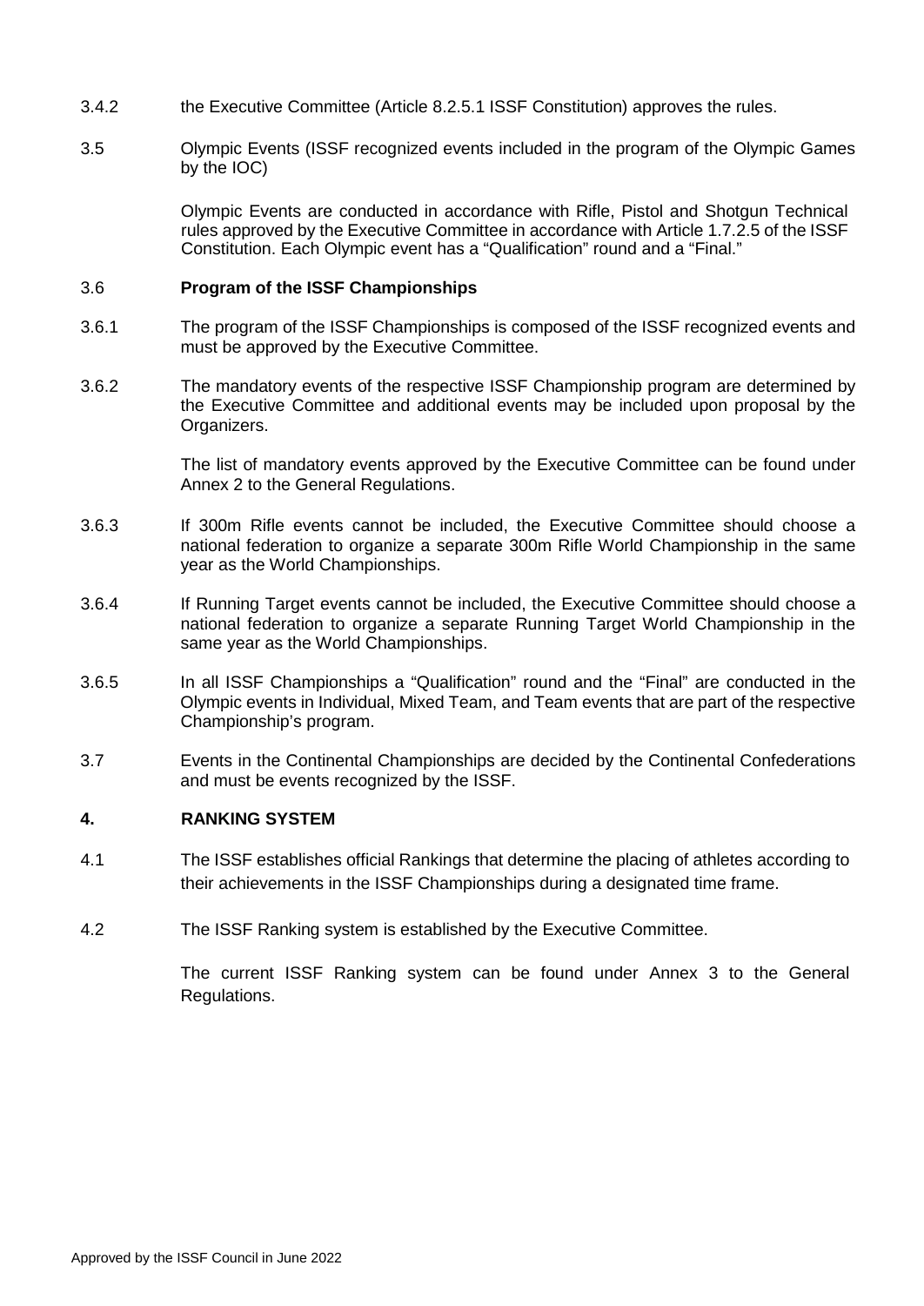3.4.2 the Executive Committee (Article 8.2.5.1 ISSF Constitution) approves the rules.

3.5 Olympic Events (ISSF recognized events included in the program of the Olympic Games by the IOC)

Olympic Events are conducted in accordance with Rifle, Pistol and Shotgun Technical rules approved by the Executive Committee in accordance with Article 1.7.2.5 of the ISSF Constitution. Each Olympic event has a "Qualification" round and a "Final."

### 3.6 Program of the ISSF Championships

3.6.1 The program of the ISSF Championships is composed of the ISSF recognized events and must be approved by the Executive Committee.

3.6.2 The mandatory events of the respective ISSF Championship program are determined by the Executive Committee and additional events may be included upon proposal by the Organizers.

The list of mandatory events approved by the Executive Committee can be found under Annex 2 to the General Regulations.

3.6.3 If 300m Rifle events cannot be included, the Executive Committee should choose a national federation to organize a separate 300m Rifle World Championship in the same year as the World Championships.

3.6.4 If Running Target events cannot be included, the Executive Committee should choose a national federation to organize a separate Running Target World Championship in the same year as the World Championships.

3.6.5 In all ISSF Championships a "Qualification" round and the "Final" are conducted in the Olympic events in Individual, Mixed Team, and Team events that are part of the respective Championship's program.

3.7 Events in the Continental Championships are decided by the Continental Confederations and must be events recognized by the ISSF.

## 4. RANKING SYSTEM

4.1 The ISSF establishes official Rankings that determine the placing of athletes according to their achievements in the ISSF Championships during a designated time frame.

4.2 The ISSF Ranking system is established by the Executive Committee.

The current ISSF Ranking system can be found under Annex 3 to the General Regulations.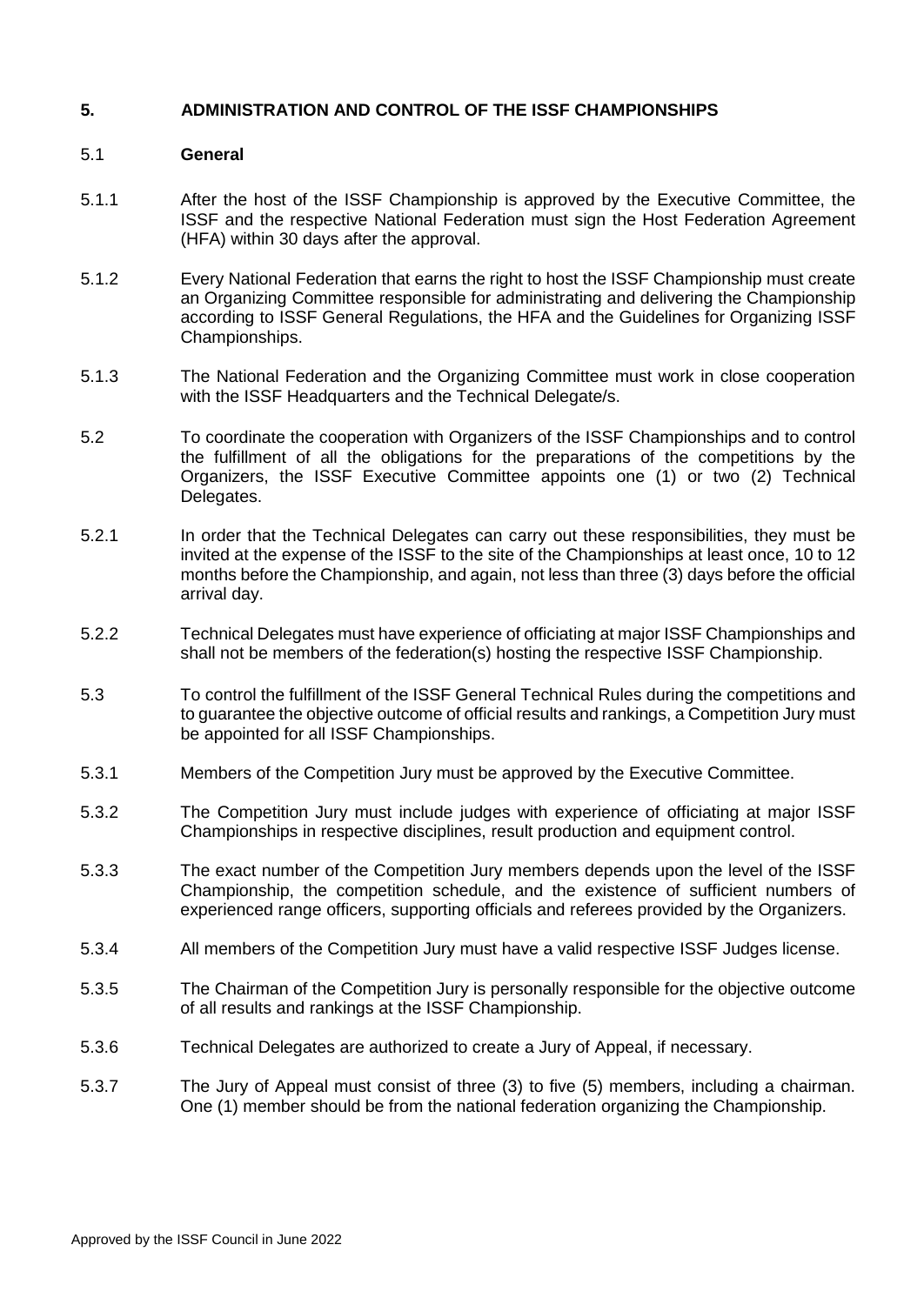## 5. ADMINISTRATION AND CONTROL OF THE ISSF CHAMPIONSHIPS

### 5.1 General

5.1.1 After the host of the ISSF Championship is approved by the Executive Committee, the ISSF and the respective National Federation must sign the Host Federation Agreement (HFA) within 30 days after the approval.

5.1.2 Every National Federation that earns the right to host the ISSF Championship must create an Organizing Committee responsible for administrating and delivering the Championship according to ISSF General Regulations, the HFA and the Guidelines for Organizing ISSF Championships.

5.1.3 The National Federation and the Organizing Committee must work in close cooperation with the ISSF Headquarters and the Technical Delegate/s.

5.2 To coordinate the cooperation with Organizers of the ISSF Championships and to control the fulfillment of all the obligations for the preparations of the competitions by the Organizers, the ISSF Executive Committee appoints one (1) or two (2) Technical Delegates.

5.2.1 In order that the Technical Delegates can carry out these responsibilities, they must be invited at the expense of the ISSF to the site of the Championships at least once, 10 to 12 months before the Championship, and again, not less than three (3) days before the official arrival day.

5.2.2 Technical Delegates must have experience of officiating at major ISSF Championships and shall not be members of the federation(s) hosting the respective ISSF Championship.

5.3 To control the fulfillment of the ISSF General Technical Rules during the competitions and to guarantee the objective outcome of official results and rankings, a Competition Jury must be appointed for all ISSF Championships.

5.3.1 Members of the Competition Jury must be approved by the Executive Committee.

5.3.2 The Competition Jury must include judges with experience of officiating at major ISSF Championships in respective disciplines, result production and equipment control.

5.3.3 The exact number of the Competition Jury members depends upon the level of the ISSF Championship, the competition schedule, and the existence of sufficient numbers of experienced range officers, supporting officials and referees provided by the Organizers.

5.3.4 All members of the Competition Jury must have a valid respective ISSF Judges license.

5.3.5 The Chairman of the Competition Jury is personally responsible for the objective outcome of all results and rankings at the ISSF Championship.

5.3.6 Technical Delegates are authorized to create a Jury of Appeal, if necessary.

5.3.7 The Jury of Appeal must consist of three (3) to five (5) members, including a chairman. One (1) member should be from the national federation organizing the Championship.

Approved by the ISSF Council in June 2022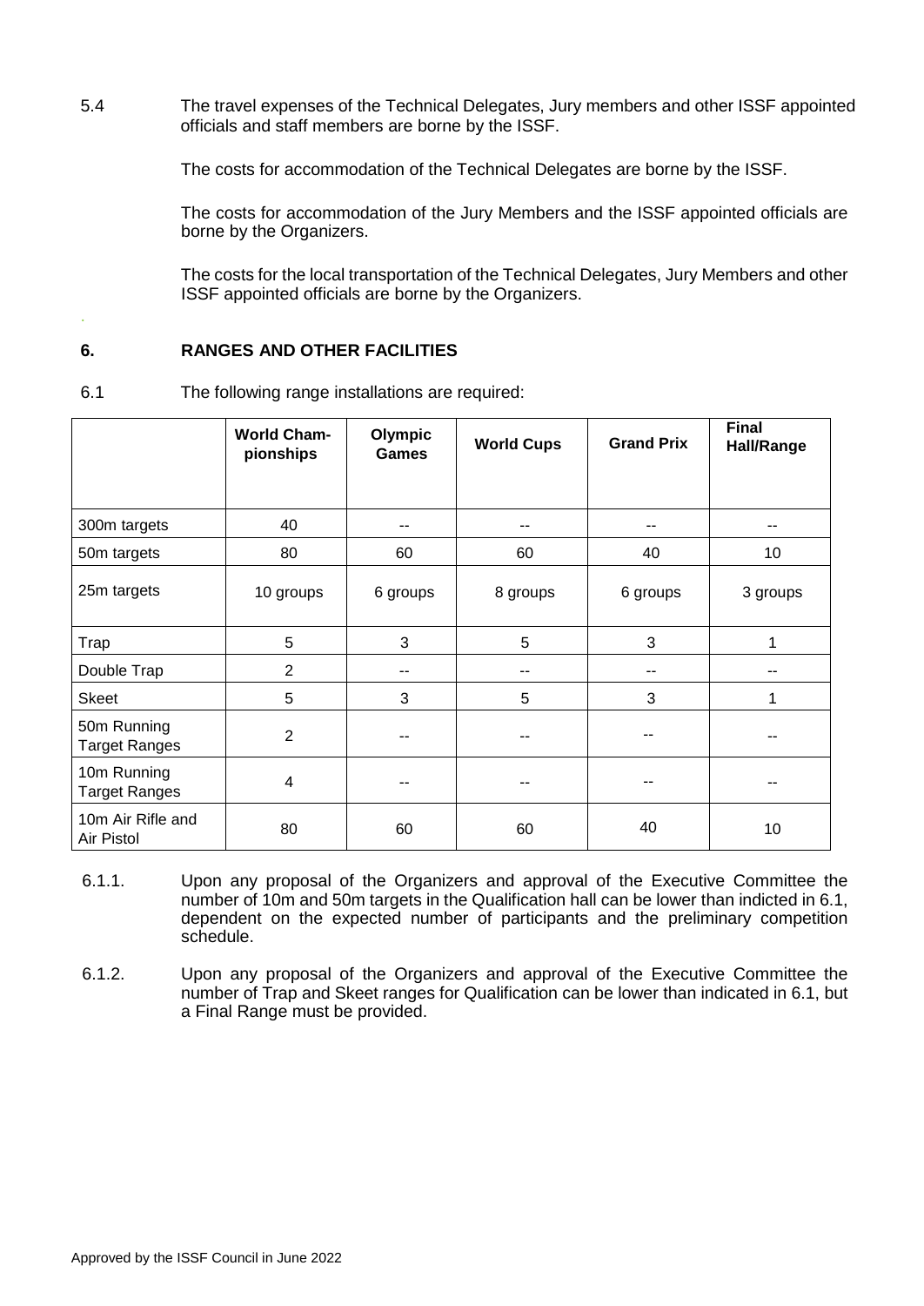5.4 The travel expenses of the Technical Delegates, Jury members and other ISSF appointed officials and staff members are borne by the ISSF.

The costs for accommodation of the Technical Delegates are borne by the ISSF.

The costs for accommodation of the Jury Members and the ISSF appointed officials are borne by the Organizers.

The costs for the local transportation of the Technical Delegates, Jury Members and other ISSF appointed officials are borne by the Organizers.

## 6. RANGES AND OTHER FACILITIES

6.1 The following range installations are required:

| | **World Championships** | **Olympic Games** | **World Cups** | **Grand Prix** | **Final Hall/Range** |
|---|---|---|---|---|---|
| 300m targets | 40 | -- | -- | -- | -- |
| 50m targets | 80 | 60 | 60 | 40 | 10 |
| 25m targets | 10 groups | 6 groups | 8 groups | 6 groups | 3 groups |
| Trap | 5 | 3 | 5 | 3 | 1 |
| Double Trap | 2 | -- | -- | -- | -- |
| Skeet | 5 | 3 | 5 | 3 | 1 |
| 50m Running Target Ranges | 2 | -- | -- | -- | -- |
| 10m Running Target Ranges | 4 | -- | -- | -- | -- |
| 10m Air Rifle and Air Pistol | 80 | 60 | 60 | 40 | 10 |

6.1.1. Upon any proposal of the Organizers and approval of the Executive Committee the number of 10m and 50m targets in the Qualification hall can be lower than indicted in 6.1, dependent on the expected number of participants and the preliminary competition schedule.

6.1.2. Upon any proposal of the Organizers and approval of the Executive Committee the number of Trap and Skeet ranges for Qualification can be lower than indicated in 6.1, but a Final Range must be provided.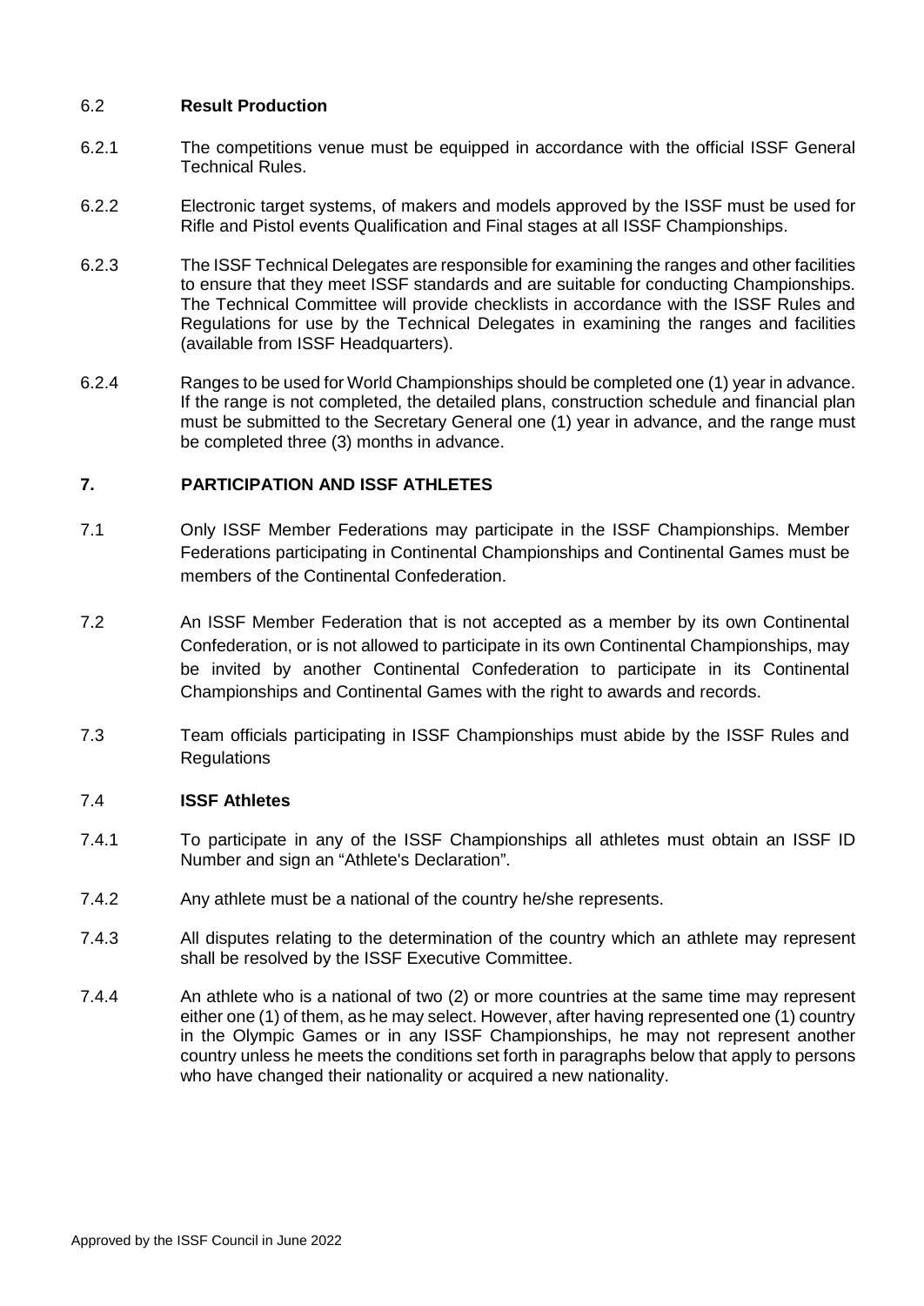### 6.2 **Result Production**

6.2.1 The competitions venue must be equipped in accordance with the official ISSF General Technical Rules.

6.2.2 Electronic target systems, of makers and models approved by the ISSF must be used for Rifle and Pistol events Qualification and Final stages at all ISSF Championships.

6.2.3 The ISSF Technical Delegates are responsible for examining the ranges and other facilities to ensure that they meet ISSF standards and are suitable for conducting Championships. The Technical Committee will provide checklists in accordance with the ISSF Rules and Regulations for use by the Technical Delegates in examining the ranges and facilities (available from ISSF Headquarters).

6.2.4 Ranges to be used for World Championships should be completed one (1) year in advance. If the range is not completed, the detailed plans, construction schedule and financial plan must be submitted to the Secretary General one (1) year in advance, and the range must be completed three (3) months in advance.

## 7. PARTICIPATION AND ISSF ATHLETES

7.1 Only ISSF Member Federations may participate in the ISSF Championships. Member Federations participating in Continental Championships and Continental Games must be members of the Continental Confederation.

7.2 An ISSF Member Federation that is not accepted as a member by its own Continental Confederation, or is not allowed to participate in its own Continental Championships, may be invited by another Continental Confederation to participate in its Continental Championships and Continental Games with the right to awards and records.

7.3 Team officials participating in ISSF Championships must abide by the ISSF Rules and Regulations

### 7.4 **ISSF Athletes**

7.4.1 To participate in any of the ISSF Championships all athletes must obtain an ISSF ID Number and sign an "Athlete's Declaration".

7.4.2 Any athlete must be a national of the country he/she represents.

7.4.3 All disputes relating to the determination of the country which an athlete may represent shall be resolved by the ISSF Executive Committee.

7.4.4 An athlete who is a national of two (2) or more countries at the same time may represent either one (1) of them, as he may select. However, after having represented one (1) country in the Olympic Games or in any ISSF Championships, he may not represent another country unless he meets the conditions set forth in paragraphs below that apply to persons who have changed their nationality or acquired a new nationality.

Approved by the ISSF Council in June 2022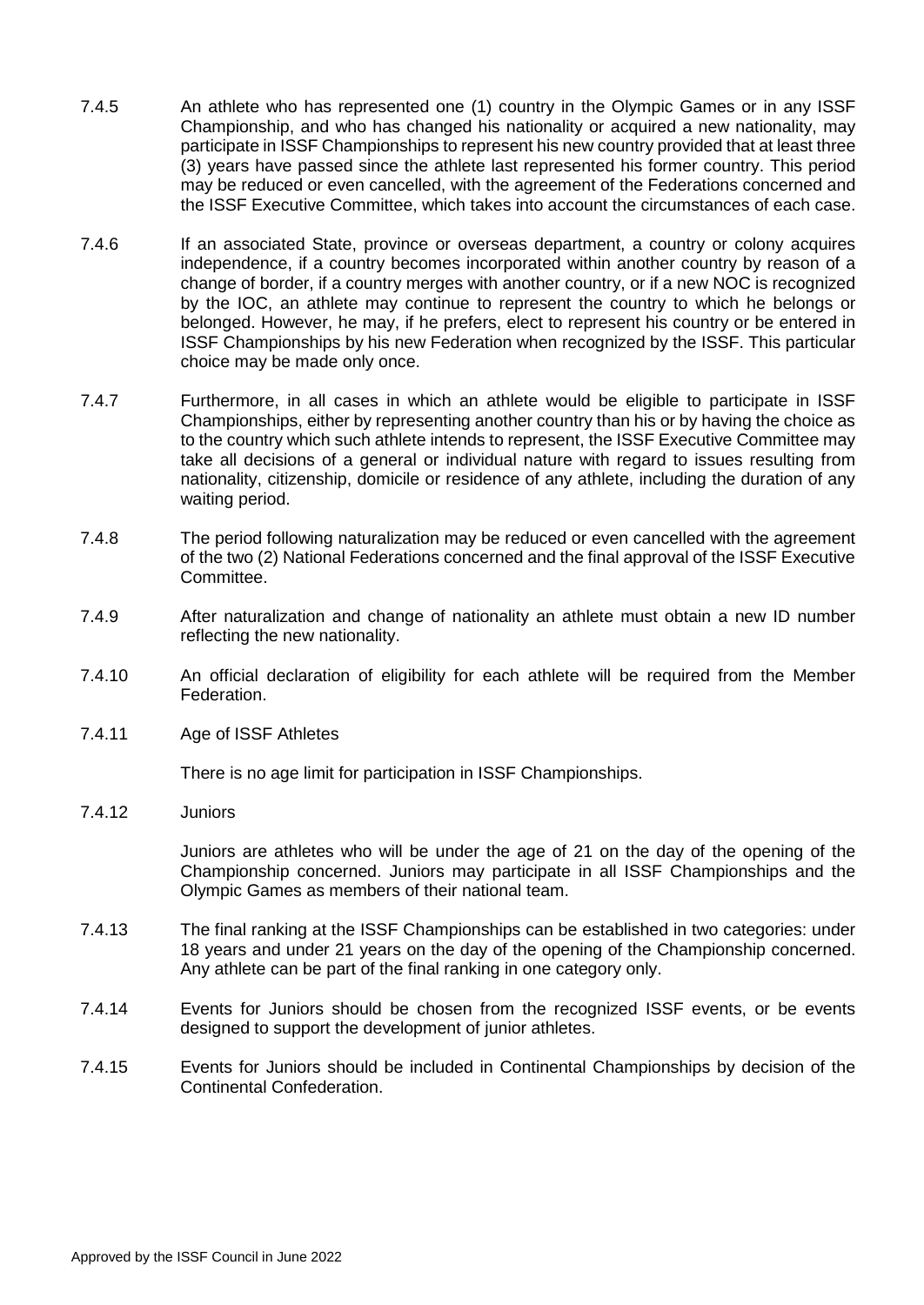7.4.5 An athlete who has represented one (1) country in the Olympic Games or in any ISSF Championship, and who has changed his nationality or acquired a new nationality, may participate in ISSF Championships to represent his new country provided that at least three (3) years have passed since the athlete last represented his former country. This period may be reduced or even cancelled, with the agreement of the Federations concerned and the ISSF Executive Committee, which takes into account the circumstances of each case.

7.4.6 If an associated State, province or overseas department, a country or colony acquires independence, if a country becomes incorporated within another country by reason of a change of border, if a country merges with another country, or if a new NOC is recognized by the IOC, an athlete may continue to represent the country to which he belongs or belonged. However, he may, if he prefers, elect to represent his country or be entered in ISSF Championships by his new Federation when recognized by the ISSF. This particular choice may be made only once.

7.4.7 Furthermore, in all cases in which an athlete would be eligible to participate in ISSF Championships, either by representing another country than his or by having the choice as to the country which such athlete intends to represent, the ISSF Executive Committee may take all decisions of a general or individual nature with regard to issues resulting from nationality, citizenship, domicile or residence of any athlete, including the duration of any waiting period.

7.4.8 The period following naturalization may be reduced or even cancelled with the agreement of the two (2) National Federations concerned and the final approval of the ISSF Executive Committee.

7.4.9 After naturalization and change of nationality an athlete must obtain a new ID number reflecting the new nationality.

7.4.10 An official declaration of eligibility for each athlete will be required from the Member Federation.

7.4.11 Age of ISSF Athletes

There is no age limit for participation in ISSF Championships.

7.4.12 Juniors

Juniors are athletes who will be under the age of 21 on the day of the opening of the Championship concerned. Juniors may participate in all ISSF Championships and the Olympic Games as members of their national team.

7.4.13 The final ranking at the ISSF Championships can be established in two categories: under 18 years and under 21 years on the day of the opening of the Championship concerned. Any athlete can be part of the final ranking in one category only.

7.4.14 Events for Juniors should be chosen from the recognized ISSF events, or be events designed to support the development of junior athletes.

7.4.15 Events for Juniors should be included in Continental Championships by decision of the Continental Confederation.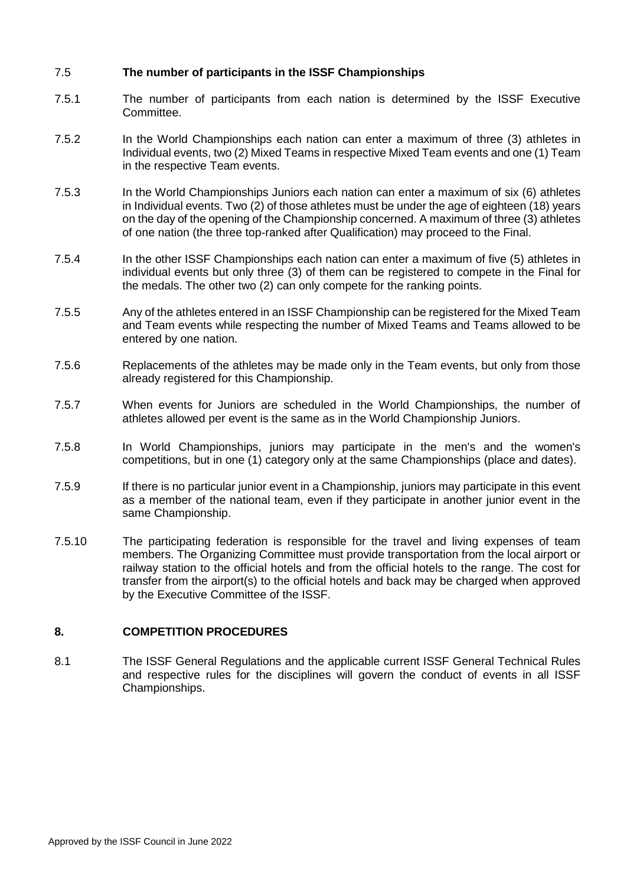### 7.5 **The number of participants in the ISSF Championships**

7.5.1 The number of participants from each nation is determined by the ISSF Executive Committee.

7.5.2 In the World Championships each nation can enter a maximum of three (3) athletes in Individual events, two (2) Mixed Teams in respective Mixed Team events and one (1) Team in the respective Team events.

7.5.3 In the World Championships Juniors each nation can enter a maximum of six (6) athletes in Individual events. Two (2) of those athletes must be under the age of eighteen (18) years on the day of the opening of the Championship concerned. A maximum of three (3) athletes of one nation (the three top-ranked after Qualification) may proceed to the Final.

7.5.4 In the other ISSF Championships each nation can enter a maximum of five (5) athletes in individual events but only three (3) of them can be registered to compete in the Final for the medals. The other two (2) can only compete for the ranking points.

7.5.5 Any of the athletes entered in an ISSF Championship can be registered for the Mixed Team and Team events while respecting the number of Mixed Teams and Teams allowed to be entered by one nation.

7.5.6 Replacements of the athletes may be made only in the Team events, but only from those already registered for this Championship.

7.5.7 When events for Juniors are scheduled in the World Championships, the number of athletes allowed per event is the same as in the World Championship Juniors.

7.5.8 In World Championships, juniors may participate in the men's and the women's competitions, but in one (1) category only at the same Championships (place and dates).

7.5.9 If there is no particular junior event in a Championship, juniors may participate in this event as a member of the national team, even if they participate in another junior event in the same Championship.

7.5.10 The participating federation is responsible for the travel and living expenses of team members. The Organizing Committee must provide transportation from the local airport or railway station to the official hotels and from the official hotels to the range. The cost for transfer from the airport(s) to the official hotels and back may be charged when approved by the Executive Committee of the ISSF.

## 8. COMPETITION PROCEDURES

8.1 The ISSF General Regulations and the applicable current ISSF General Technical Rules and respective rules for the disciplines will govern the conduct of events in all ISSF Championships.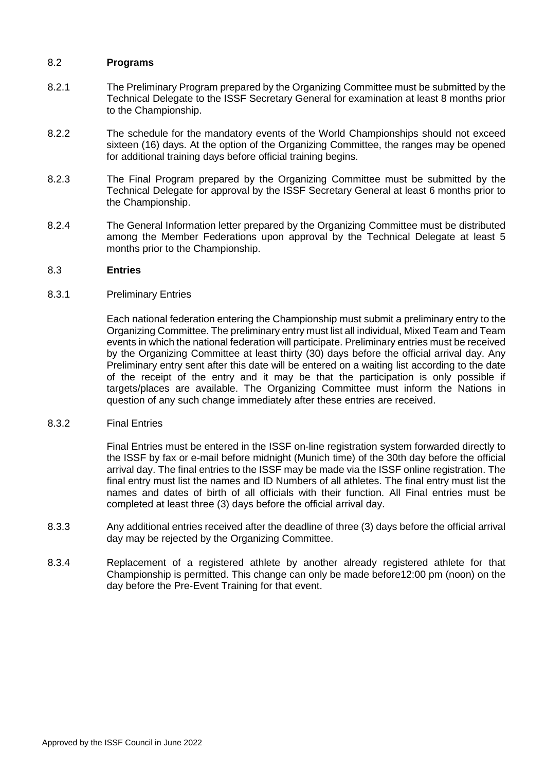## 8.2 **Programs**

8.2.1 The Preliminary Program prepared by the Organizing Committee must be submitted by the Technical Delegate to the ISSF Secretary General for examination at least 8 months prior to the Championship.

8.2.2 The schedule for the mandatory events of the World Championships should not exceed sixteen (16) days. At the option of the Organizing Committee, the ranges may be opened for additional training days before official training begins.

8.2.3 The Final Program prepared by the Organizing Committee must be submitted by the Technical Delegate for approval by the ISSF Secretary General at least 6 months prior to the Championship.

8.2.4 The General Information letter prepared by the Organizing Committee must be distributed among the Member Federations upon approval by the Technical Delegate at least 5 months prior to the Championship.

## 8.3 **Entries**

8.3.1 Preliminary Entries

Each national federation entering the Championship must submit a preliminary entry to the Organizing Committee. The preliminary entry must list all individual, Mixed Team and Team events in which the national federation will participate. Preliminary entries must be received by the Organizing Committee at least thirty (30) days before the official arrival day. Any Preliminary entry sent after this date will be entered on a waiting list according to the date of the receipt of the entry and it may be that the participation is only possible if targets/places are available. The Organizing Committee must inform the Nations in question of any such change immediately after these entries are received.

8.3.2 Final Entries

Final Entries must be entered in the ISSF on-line registration system forwarded directly to the ISSF by fax or e-mail before midnight (Munich time) of the 30th day before the official arrival day. The final entries to the ISSF may be made via the ISSF online registration. The final entry must list the names and ID Numbers of all athletes. The final entry must list the names and dates of birth of all officials with their function. All Final entries must be completed at least three (3) days before the official arrival day.

8.3.3 Any additional entries received after the deadline of three (3) days before the official arrival day may be rejected by the Organizing Committee.

8.3.4 Replacement of a registered athlete by another already registered athlete for that Championship is permitted. This change can only be made before12:00 pm (noon) on the day before the Pre-Event Training for that event.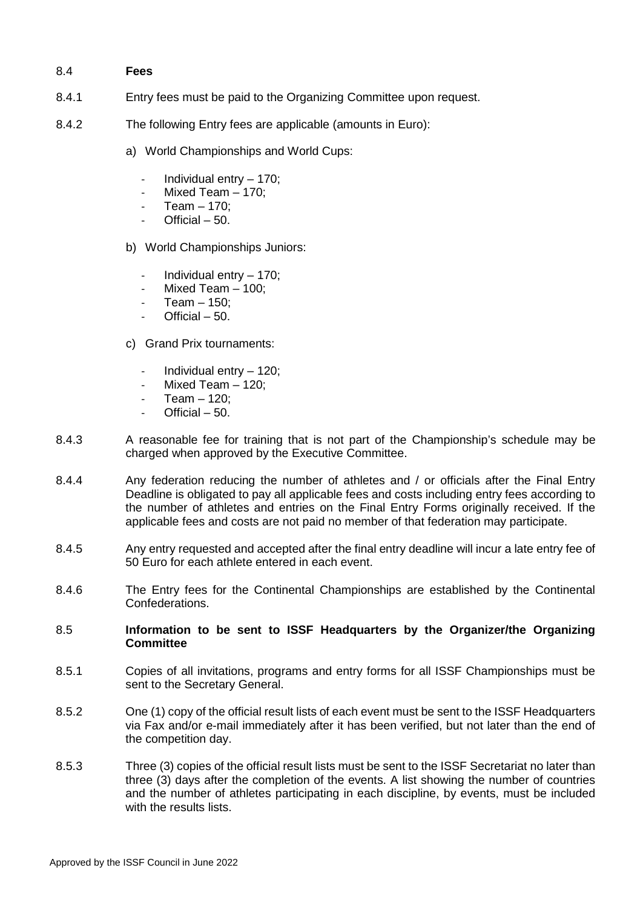## 8.4 Fees

8.4.1 Entry fees must be paid to the Organizing Committee upon request.

8.4.2 The following Entry fees are applicable (amounts in Euro):

a) World Championships and World Cups:

- Individual entry – 170;
- Mixed Team – 170;
- Team – 170;
- Official – 50.

b) World Championships Juniors:

- Individual entry – 170;
- Mixed Team – 100;
- Team – 150;
- Official – 50.

c) Grand Prix tournaments:

- Individual entry – 120;
- Mixed Team – 120;
- Team – 120;
- Official – 50.

8.4.3 A reasonable fee for training that is not part of the Championship's schedule may be charged when approved by the Executive Committee.

8.4.4 Any federation reducing the number of athletes and / or officials after the Final Entry Deadline is obligated to pay all applicable fees and costs including entry fees according to the number of athletes and entries on the Final Entry Forms originally received. If the applicable fees and costs are not paid no member of that federation may participate.

8.4.5 Any entry requested and accepted after the final entry deadline will incur a late entry fee of 50 Euro for each athlete entered in each event.

8.4.6 The Entry fees for the Continental Championships are established by the Continental Confederations.

## 8.5 Information to be sent to ISSF Headquarters by the Organizer/the Organizing Committee

8.5.1 Copies of all invitations, programs and entry forms for all ISSF Championships must be sent to the Secretary General.

8.5.2 One (1) copy of the official result lists of each event must be sent to the ISSF Headquarters via Fax and/or e-mail immediately after it has been verified, but not later than the end of the competition day.

8.5.3 Three (3) copies of the official result lists must be sent to the ISSF Secretariat no later than three (3) days after the completion of the events. A list showing the number of countries and the number of athletes participating in each discipline, by events, must be included with the results lists.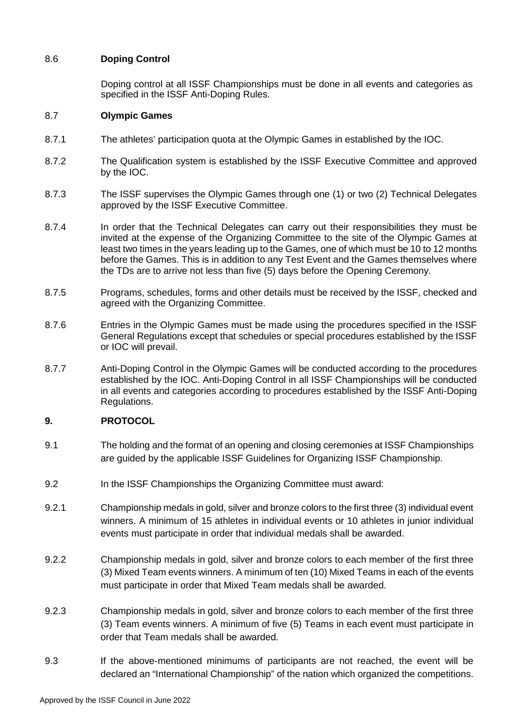8.6 **Doping Control**

Doping control at all ISSF Championships must be done in all events and categories as specified in the ISSF Anti-Doping Rules.

8.7 **Olympic Games**

8.7.1 The athletes' participation quota at the Olympic Games in established by the IOC.

8.7.2 The Qualification system is established by the ISSF Executive Committee and approved by the IOC.

8.7.3 The ISSF supervises the Olympic Games through one (1) or two (2) Technical Delegates approved by the ISSF Executive Committee.

8.7.4 In order that the Technical Delegates can carry out their responsibilities they must be invited at the expense of the Organizing Committee to the site of the Olympic Games at least two times in the years leading up to the Games, one of which must be 10 to 12 months before the Games. This is in addition to any Test Event and the Games themselves where the TDs are to arrive not less than five (5) days before the Opening Ceremony.

8.7.5 Programs, schedules, forms and other details must be received by the ISSF, checked and agreed with the Organizing Committee.

8.7.6 Entries in the Olympic Games must be made using the procedures specified in the ISSF General Regulations except that schedules or special procedures established by the ISSF or IOC will prevail.

8.7.7 Anti-Doping Control in the Olympic Games will be conducted according to the procedures established by the IOC. Anti-Doping Control in all ISSF Championships will be conducted in all events and categories according to procedures established by the ISSF Anti-Doping Regulations.

## 9. PROTOCOL

9.1 The holding and the format of an opening and closing ceremonies at ISSF Championships are guided by the applicable ISSF Guidelines for Organizing ISSF Championship.

9.2 In the ISSF Championships the Organizing Committee must award:

9.2.1 Championship medals in gold, silver and bronze colors to the first three (3) individual event winners. A minimum of 15 athletes in individual events or 10 athletes in junior individual events must participate in order that individual medals shall be awarded.

9.2.2 Championship medals in gold, silver and bronze colors to each member of the first three (3) Mixed Team events winners. A minimum of ten (10) Mixed Teams in each of the events must participate in order that Mixed Team medals shall be awarded.

9.2.3 Championship medals in gold, silver and bronze colors to each member of the first three (3) Team events winners. A minimum of five (5) Teams in each event must participate in order that Team medals shall be awarded.

9.3 If the above-mentioned minimums of participants are not reached, the event will be declared an "International Championship" of the nation which organized the competitions.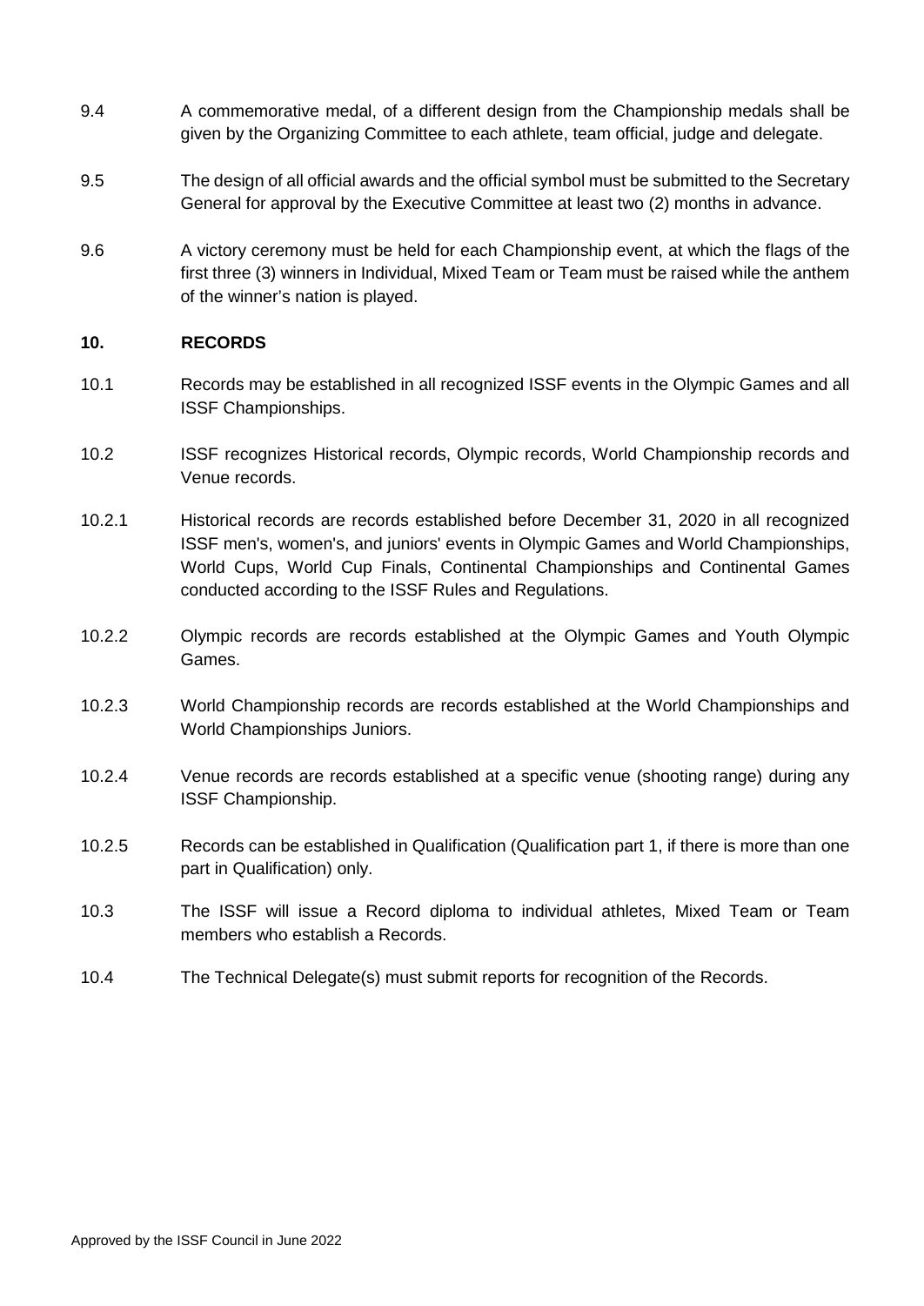9.4 A commemorative medal, of a different design from the Championship medals shall be given by the Organizing Committee to each athlete, team official, judge and delegate.

9.5 The design of all official awards and the official symbol must be submitted to the Secretary General for approval by the Executive Committee at least two (2) months in advance.

9.6 A victory ceremony must be held for each Championship event, at which the flags of the first three (3) winners in Individual, Mixed Team or Team must be raised while the anthem of the winner's nation is played.

## 10. RECORDS

10.1 Records may be established in all recognized ISSF events in the Olympic Games and all ISSF Championships.

10.2 ISSF recognizes Historical records, Olympic records, World Championship records and Venue records.

10.2.1 Historical records are records established before December 31, 2020 in all recognized ISSF men's, women's, and juniors' events in Olympic Games and World Championships, World Cups, World Cup Finals, Continental Championships and Continental Games conducted according to the ISSF Rules and Regulations.

10.2.2 Olympic records are records established at the Olympic Games and Youth Olympic Games.

10.2.3 World Championship records are records established at the World Championships and World Championships Juniors.

10.2.4 Venue records are records established at a specific venue (shooting range) during any ISSF Championship.

10.2.5 Records can be established in Qualification (Qualification part 1, if there is more than one part in Qualification) only.

10.3 The ISSF will issue a Record diploma to individual athletes, Mixed Team or Team members who establish a Records.

10.4 The Technical Delegate(s) must submit reports for recognition of the Records.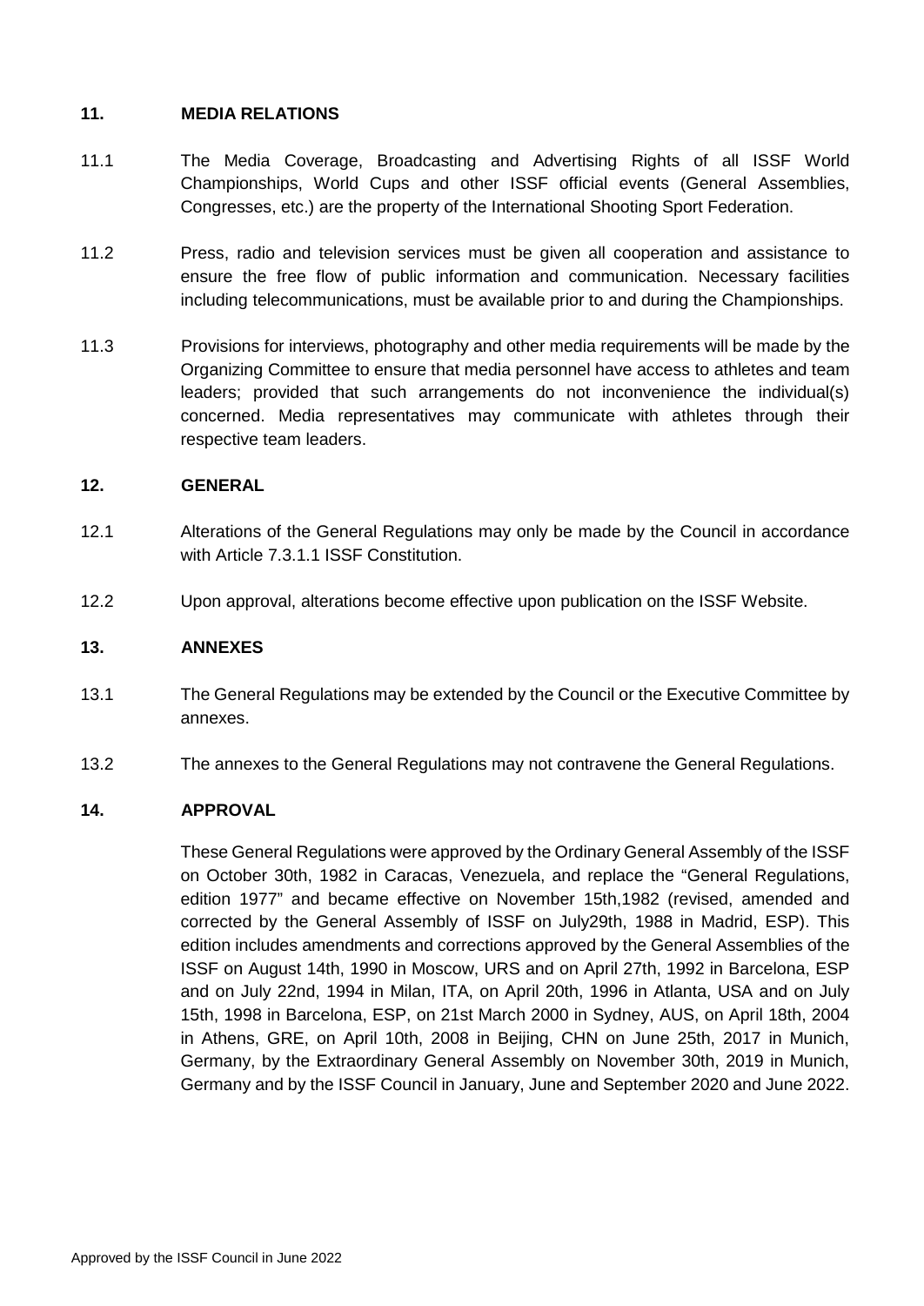## 11. MEDIA RELATIONS

11.1 The Media Coverage, Broadcasting and Advertising Rights of all ISSF World Championships, World Cups and other ISSF official events (General Assemblies, Congresses, etc.) are the property of the International Shooting Sport Federation.

11.2 Press, radio and television services must be given all cooperation and assistance to ensure the free flow of public information and communication. Necessary facilities including telecommunications, must be available prior to and during the Championships.

11.3 Provisions for interviews, photography and other media requirements will be made by the Organizing Committee to ensure that media personnel have access to athletes and team leaders; provided that such arrangements do not inconvenience the individual(s) concerned. Media representatives may communicate with athletes through their respective team leaders.

## 12. GENERAL

12.1 Alterations of the General Regulations may only be made by the Council in accordance with Article 7.3.1.1 ISSF Constitution.

12.2 Upon approval, alterations become effective upon publication on the ISSF Website.

## 13. ANNEXES

13.1 The General Regulations may be extended by the Council or the Executive Committee by annexes.

13.2 The annexes to the General Regulations may not contravene the General Regulations.

## 14. APPROVAL

These General Regulations were approved by the Ordinary General Assembly of the ISSF on October 30th, 1982 in Caracas, Venezuela, and replace the "General Regulations, edition 1977" and became effective on November 15th,1982 (revised, amended and corrected by the General Assembly of ISSF on July29th, 1988 in Madrid, ESP). This edition includes amendments and corrections approved by the General Assemblies of the ISSF on August 14th, 1990 in Moscow, URS and on April 27th, 1992 in Barcelona, ESP and on July 22nd, 1994 in Milan, ITA, on April 20th, 1996 in Atlanta, USA and on July 15th, 1998 in Barcelona, ESP, on 21st March 2000 in Sydney, AUS, on April 18th, 2004 in Athens, GRE, on April 10th, 2008 in Beijing, CHN on June 25th, 2017 in Munich, Germany, by the Extraordinary General Assembly on November 30th, 2019 in Munich, Germany and by the ISSF Council in January, June and September 2020 and June 2022.